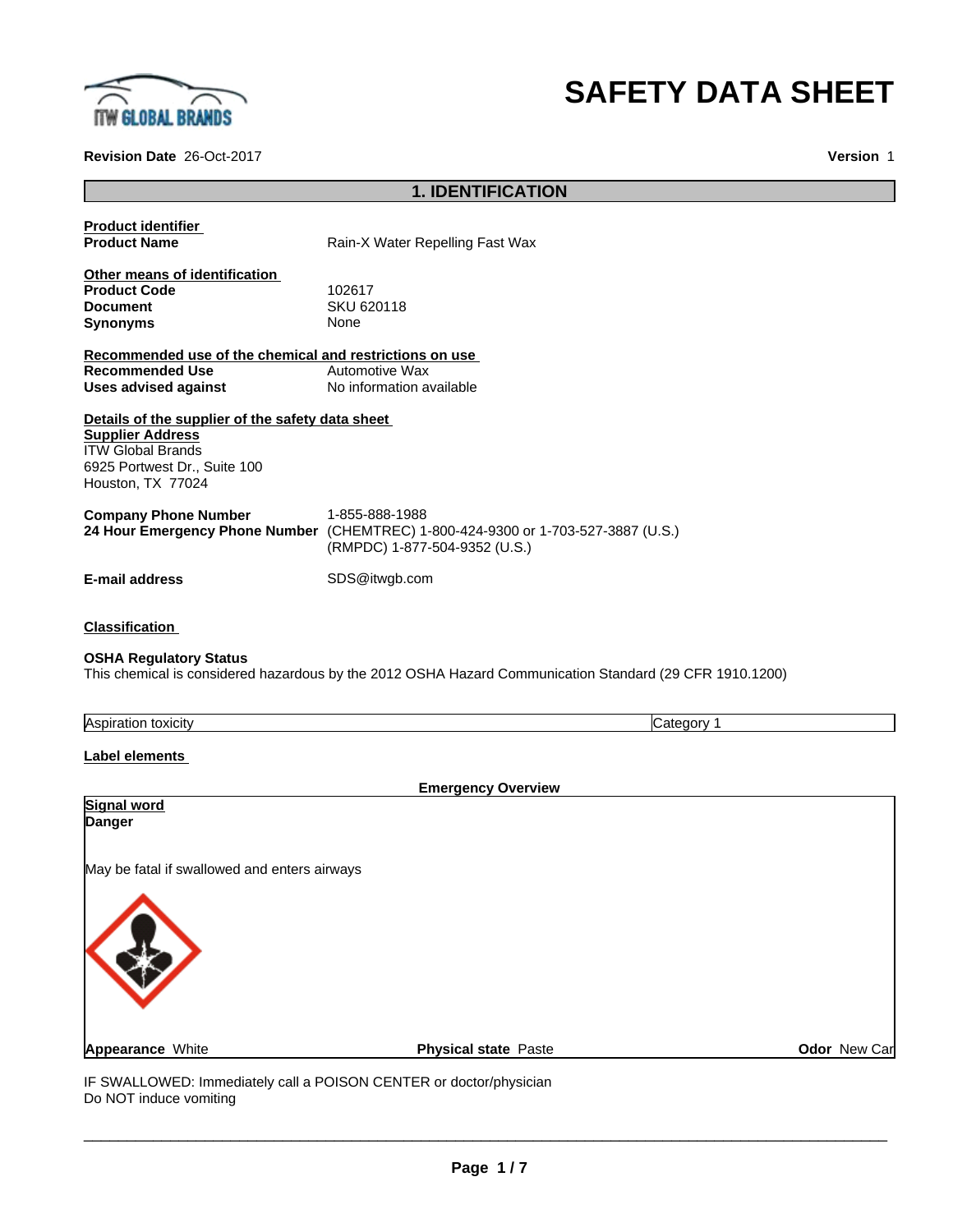# SAFETY DATA SHEET

**Revision Date** 26-Oct-2017

**Version** 1

## 1. IDENTIFICATION

**Product identifier**

| | |
|---|---|
| **Product Name** | Rain-X Water Repelling Fast Wax |

**Other means of identification**

| | |
|---|---|
| **Product Code** | 102617 |
| **Document** | SKU 620118 |
| **Synonyms** | None |

**Recommended use of the chemical and restrictions on use**

| | |
|---|---|
| **Recommended Use** | Automotive Wax |
| **Uses advised against** | No information available |

**Details of the supplier of the safety data sheet**

**Supplier Address**
ITW Global Brands
6925 Portwest Dr., Suite 100
Houston, TX 77024

| | |
|---|---|
| **Company Phone Number** | 1-855-888-1988 |
| **24 Hour Emergency Phone Number** | (CHEMTREC) 1-800-424-9300 or 1-703-527-3887 (U.S.)<br>(RMPDC) 1-877-504-9352 (U.S.) |
| **E-mail address** | SDS@itwgb.com |

**Classification**

**OSHA Regulatory Status**
This chemical is considered hazardous by the 2012 OSHA Hazard Communication Standard (29 CFR 1910.1200)

| | |
|---|---|
| Aspiration toxicity | Category 1 |

**Label elements**

**Emergency Overview**

**Signal word**
**Danger**

May be fatal if swallowed and enters airways

**Appearance** White **Physical state** Paste **Odor** New Car

IF SWALLOWED: Immediately call a POISON CENTER or doctor/physician
Do NOT induce vomiting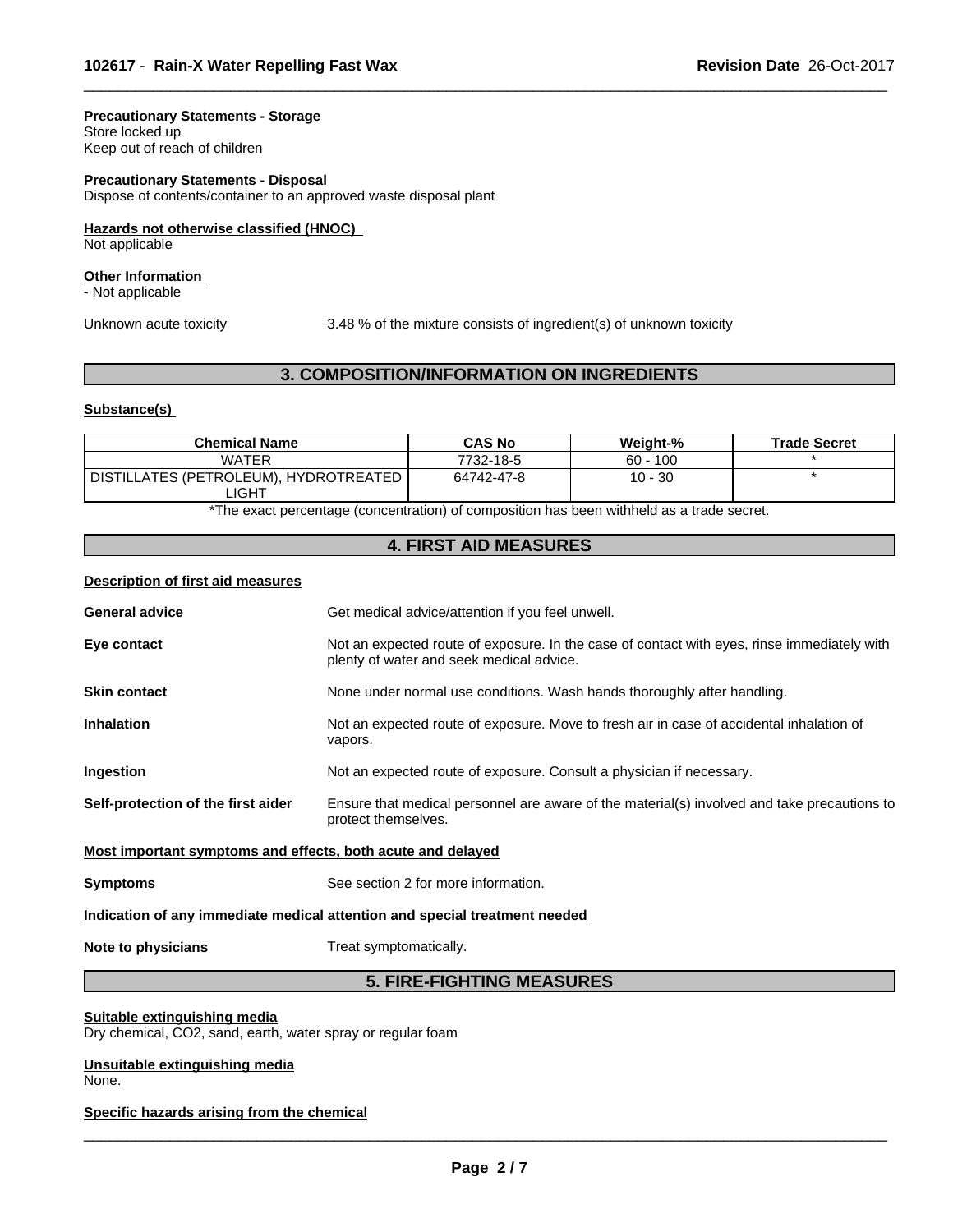**Precautionary Statements - Storage**
Store locked up
Keep out of reach of children

**Precautionary Statements - Disposal**
Dispose of contents/container to an approved waste disposal plant

**Hazards not otherwise classified (HNOC)**
Not applicable

**Other Information**
- Not applicable

Unknown acute toxicity 3.48 % of the mixture consists of ingredient(s) of unknown toxicity

## 3. COMPOSITION/INFORMATION ON INGREDIENTS

**Substance(s)**

| Chemical Name | CAS No | Weight-% | Trade Secret |
|---|---|---|---|
| WATER | 7732-18-5 | 60 - 100 | * |
| DISTILLATES (PETROLEUM), HYDROTREATED LIGHT | 64742-47-8 | 10 - 30 | * |

*The exact percentage (concentration) of composition has been withheld as a trade secret.

## 4. FIRST AID MEASURES

**Description of first aid measures**

**General advice** Get medical advice/attention if you feel unwell.

**Eye contact** Not an expected route of exposure. In the case of contact with eyes, rinse immediately with plenty of water and seek medical advice.

**Skin contact** None under normal use conditions. Wash hands thoroughly after handling.

**Inhalation** Not an expected route of exposure. Move to fresh air in case of accidental inhalation of vapors.

**Ingestion** Not an expected route of exposure. Consult a physician if necessary.

**Self-protection of the first aider** Ensure that medical personnel are aware of the material(s) involved and take precautions to protect themselves.

**Most important symptoms and effects, both acute and delayed**

**Symptoms** See section 2 for more information.

**Indication of any immediate medical attention and special treatment needed**

**Note to physicians** Treat symptomatically.

## 5. FIRE-FIGHTING MEASURES

**Suitable extinguishing media**
Dry chemical, $CO_2$, sand, earth, water spray or regular foam

**Unsuitable extinguishing media**
None.

**Specific hazards arising from the chemical**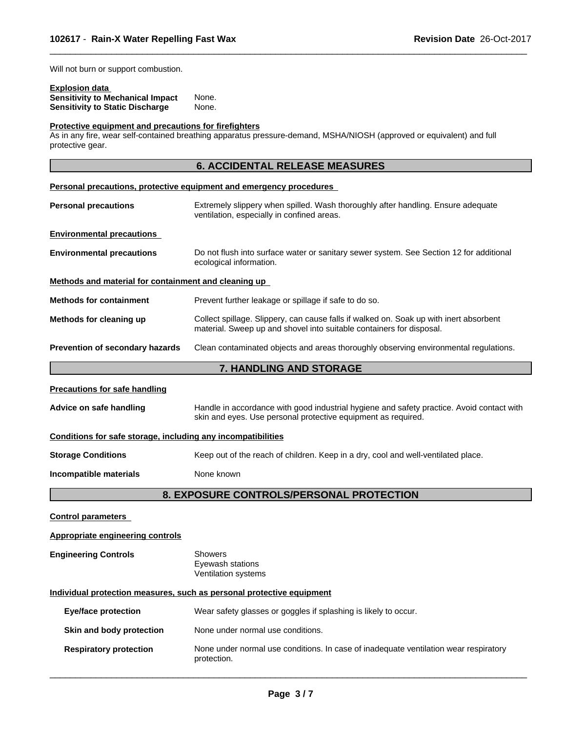Will not burn or support combustion.

**Explosion data**

**Sensitivity to Mechanical Impact** None.
**Sensitivity to Static Discharge** None.

**Protective equipment and precautions for firefighters**

As in any fire, wear self-contained breathing apparatus pressure-demand, MSHA/NIOSH (approved or equivalent) and full protective gear.

## 6. ACCIDENTAL RELEASE MEASURES

**Personal precautions, protective equipment and emergency procedures**

**Personal precautions** Extremely slippery when spilled. Wash thoroughly after handling. Ensure adequate ventilation, especially in confined areas.

**Environmental precautions**

**Environmental precautions** Do not flush into surface water or sanitary sewer system. See Section 12 for additional ecological information.

**Methods and material for containment and cleaning up**

**Methods for containment** Prevent further leakage or spillage if safe to do so.

**Methods for cleaning up** Collect spillage. Slippery, can cause falls if walked on. Soak up with inert absorbent material. Sweep up and shovel into suitable containers for disposal.

**Prevention of secondary hazards** Clean contaminated objects and areas thoroughly observing environmental regulations.

## 7. HANDLING AND STORAGE

**Precautions for safe handling**

**Advice on safe handling** Handle in accordance with good industrial hygiene and safety practice. Avoid contact with skin and eyes. Use personal protective equipment as required.

**Conditions for safe storage, including any incompatibilities**

**Storage Conditions** Keep out of the reach of children. Keep in a dry, cool and well-ventilated place.

**Incompatible materials** None known

## 8. EXPOSURE CONTROLS/PERSONAL PROTECTION

**Control parameters**

**Appropriate engineering controls**

**Engineering Controls** Showers
Eyewash stations
Ventilation systems

**Individual protection measures, such as personal protective equipment**

**Eye/face protection** Wear safety glasses or goggles if splashing is likely to occur.

**Skin and body protection** None under normal use conditions.

**Respiratory protection** None under normal use conditions. In case of inadequate ventilation wear respiratory protection.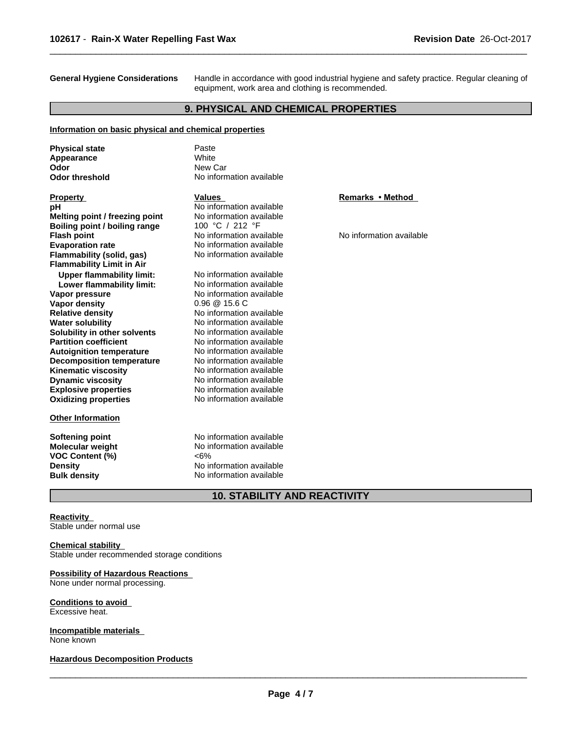**General Hygiene Considerations** Handle in accordance with good industrial hygiene and safety practice. Regular cleaning of equipment, work area and clothing is recommended.

## 9. PHYSICAL AND CHEMICAL PROPERTIES

**Information on basic physical and chemical properties**

| | |
|---|---|
| **Physical state** | Paste |
| **Appearance** | White |
| **Odor** | New Car |
| **Odor threshold** | No information available |

| **Property** | **Values** | **Remarks • Method** |
|---|---|---|
| **pH** | No information available | |
| **Melting point / freezing point** | No information available | |
| **Boiling point / boiling range** | 100 °C / 212 °F | |
| **Flash point** | No information available | No information available |
| **Evaporation rate** | No information available | |
| **Flammability (solid, gas)** | No information available | |
| **Flammability Limit in Air** | | |
| **Upper flammability limit:** | No information available | |
| **Lower flammability limit:** | No information available | |
| **Vapor pressure** | No information available | |
| **Vapor density** | 0.96 @ 15.6 C | |
| **Relative density** | No information available | |
| **Water solubility** | No information available | |
| **Solubility in other solvents** | No information available | |
| **Partition coefficient** | No information available | |
| **Autoignition temperature** | No information available | |
| **Decomposition temperature** | No information available | |
| **Kinematic viscosity** | No information available | |
| **Dynamic viscosity** | No information available | |
| **Explosive properties** | No information available | |
| **Oxidizing properties** | No information available | |

**Other Information**

| | |
|---|---|
| **Softening point** | No information available |
| **Molecular weight** | No information available |
| **VOC Content (%)** | <6% |
| **Density** | No information available |
| **Bulk density** | No information available |

## 10. STABILITY AND REACTIVITY

**Reactivity**
Stable under normal use

**Chemical stability**
Stable under recommended storage conditions

**Possibility of Hazardous Reactions**
None under normal processing.

**Conditions to avoid**
Excessive heat.

**Incompatible materials**
None known

**Hazardous Decomposition Products**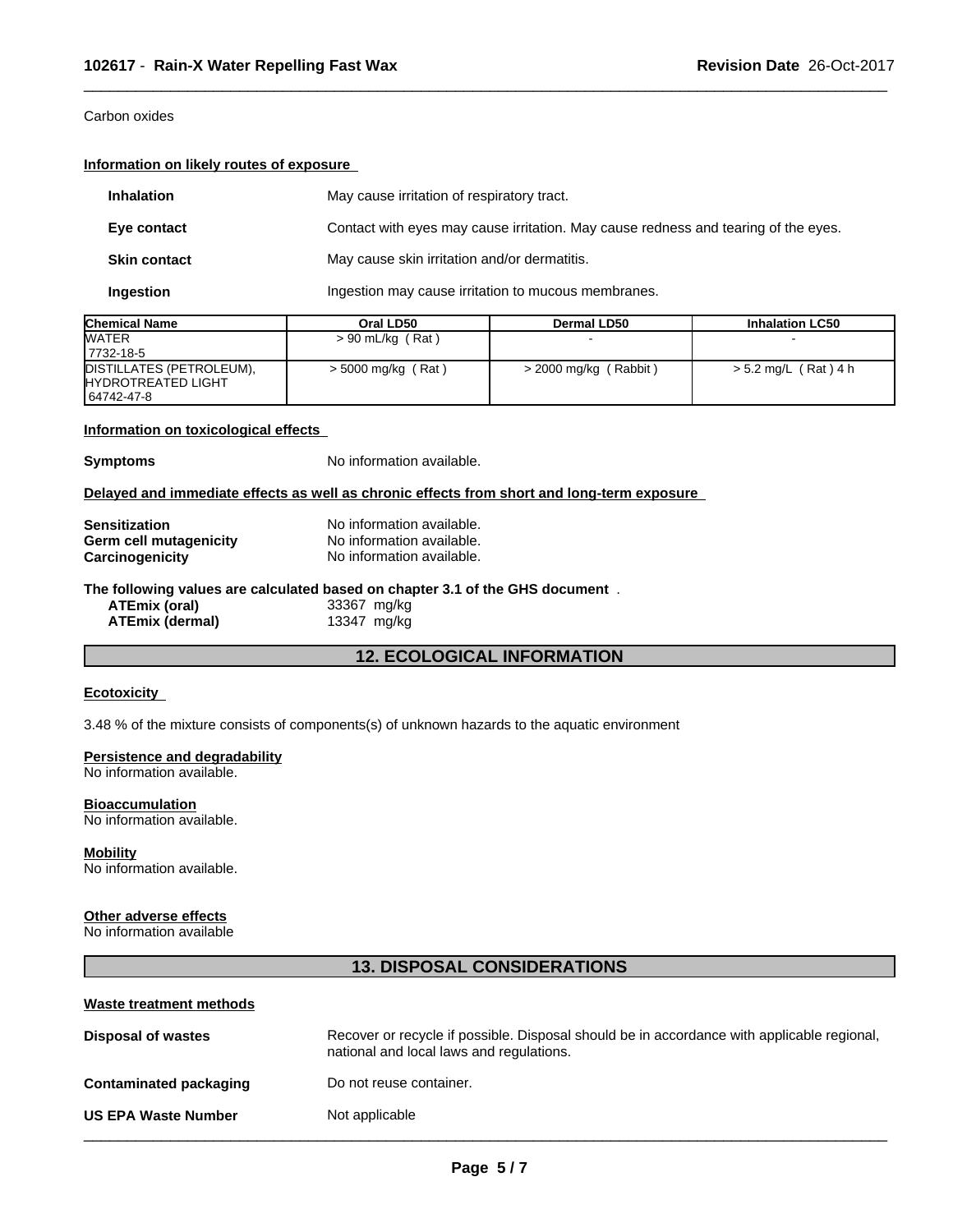Carbon oxides

**Information on likely routes of exposure**

| | |
|---|---|
| **Inhalation** | May cause irritation of respiratory tract. |
| **Eye contact** | Contact with eyes may cause irritation. May cause redness and tearing of the eyes. |
| **Skin contact** | May cause skin irritation and/or dermatitis. |
| **Ingestion** | Ingestion may cause irritation to mucous membranes. |

| Chemical Name | Oral LD50 | Dermal LD50 | Inhalation LC50 |
|---|---|---|---|
| WATER<br>7732-18-5 | > 90 mL/kg ( Rat ) | - | - |
| DISTILLATES (PETROLEUM), HYDROTREATED LIGHT<br>64742-47-8 | > 5000 mg/kg ( Rat ) | > 2000 mg/kg ( Rabbit ) | > 5.2 mg/L ( Rat ) 4 h |

**Information on toxicological effects**

**Symptoms** No information available.

**Delayed and immediate effects as well as chronic effects from short and long-term exposure**

| | |
|---|---|
| **Sensitization** | No information available. |
| **Germ cell mutagenicity** | No information available. |
| **Carcinogenicity** | No information available. |

**The following values are calculated based on chapter 3.1 of the GHS document** .

| | |
|---|---|
| **ATEmix (oral)** | 33367 mg/kg |
| **ATEmix (dermal)** | 13347 mg/kg |

## 12. ECOLOGICAL INFORMATION

**Ecotoxicity**

3.48 % of the mixture consists of components(s) of unknown hazards to the aquatic environment

**Persistence and degradability**
No information available.

**Bioaccumulation**
No information available.

**Mobility**
No information available.

**Other adverse effects**
No information available

## 13. DISPOSAL CONSIDERATIONS

**Waste treatment methods**

| | |
|---|---|
| **Disposal of wastes** | Recover or recycle if possible. Disposal should be in accordance with applicable regional, national and local laws and regulations. |
| **Contaminated packaging** | Do not reuse container. |
| **US EPA Waste Number** | Not applicable |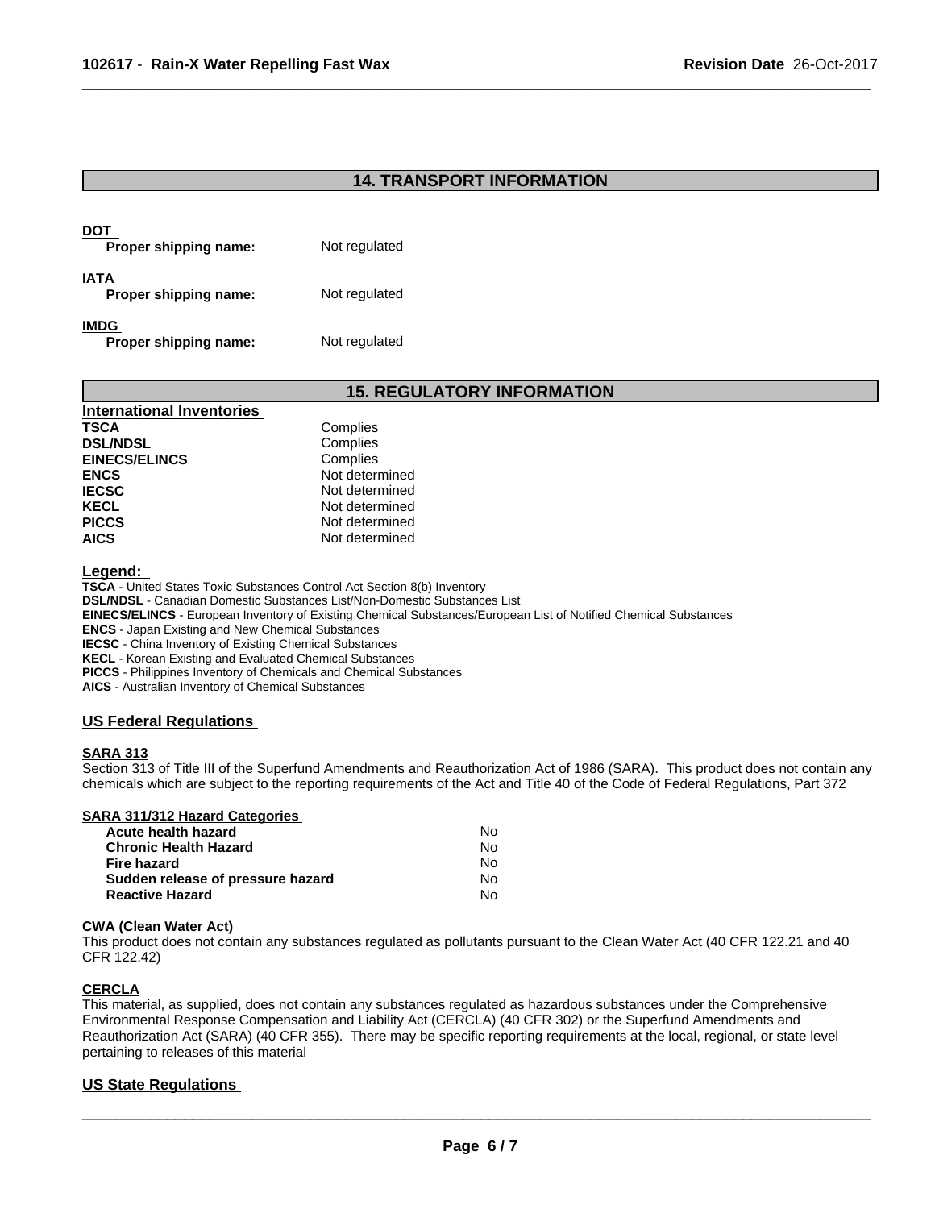## 14. TRANSPORT INFORMATION

**DOT**

| | |
|---|---|
| **Proper shipping name:** | Not regulated |

**IATA**

| | |
|---|---|
| **Proper shipping name:** | Not regulated |

**IMDG**

| | |
|---|---|
| **Proper shipping name:** | Not regulated |

## 15. REGULATORY INFORMATION

**International Inventories**

| | |
|---|---|
| **TSCA** | Complies |
| **DSL/NDSL** | Complies |
| **EINECS/ELINCS** | Complies |
| **ENCS** | Not determined |
| **IECSC** | Not determined |
| **KECL** | Not determined |
| **PICCS** | Not determined |
| **AICS** | Not determined |

**Legend:**

**TSCA** - United States Toxic Substances Control Act Section 8(b) Inventory
**DSL/NDSL** - Canadian Domestic Substances List/Non-Domestic Substances List
**EINECS/ELINCS** - European Inventory of Existing Chemical Substances/European List of Notified Chemical Substances
**ENCS** - Japan Existing and New Chemical Substances
**IECSC** - China Inventory of Existing Chemical Substances
**KECL** - Korean Existing and Evaluated Chemical Substances
**PICCS** - Philippines Inventory of Chemicals and Chemical Substances
**AICS** - Australian Inventory of Chemical Substances

### US Federal Regulations

**SARA 313**

Section 313 of Title III of the Superfund Amendments and Reauthorization Act of 1986 (SARA). This product does not contain any chemicals which are subject to the reporting requirements of the Act and Title 40 of the Code of Federal Regulations, Part 372

**SARA 311/312 Hazard Categories**

| | |
|---|---|
| **Acute health hazard** | No |
| **Chronic Health Hazard** | No |
| **Fire hazard** | No |
| **Sudden release of pressure hazard** | No |
| **Reactive Hazard** | No |

**CWA (Clean Water Act)**

This product does not contain any substances regulated as pollutants pursuant to the Clean Water Act (40 CFR 122.21 and 40 CFR 122.42)

**CERCLA**

This material, as supplied, does not contain any substances regulated as hazardous substances under the Comprehensive Environmental Response Compensation and Liability Act (CERCLA) (40 CFR 302) or the Superfund Amendments and Reauthorization Act (SARA) (40 CFR 355). There may be specific reporting requirements at the local, regional, or state level pertaining to releases of this material

### US State Regulations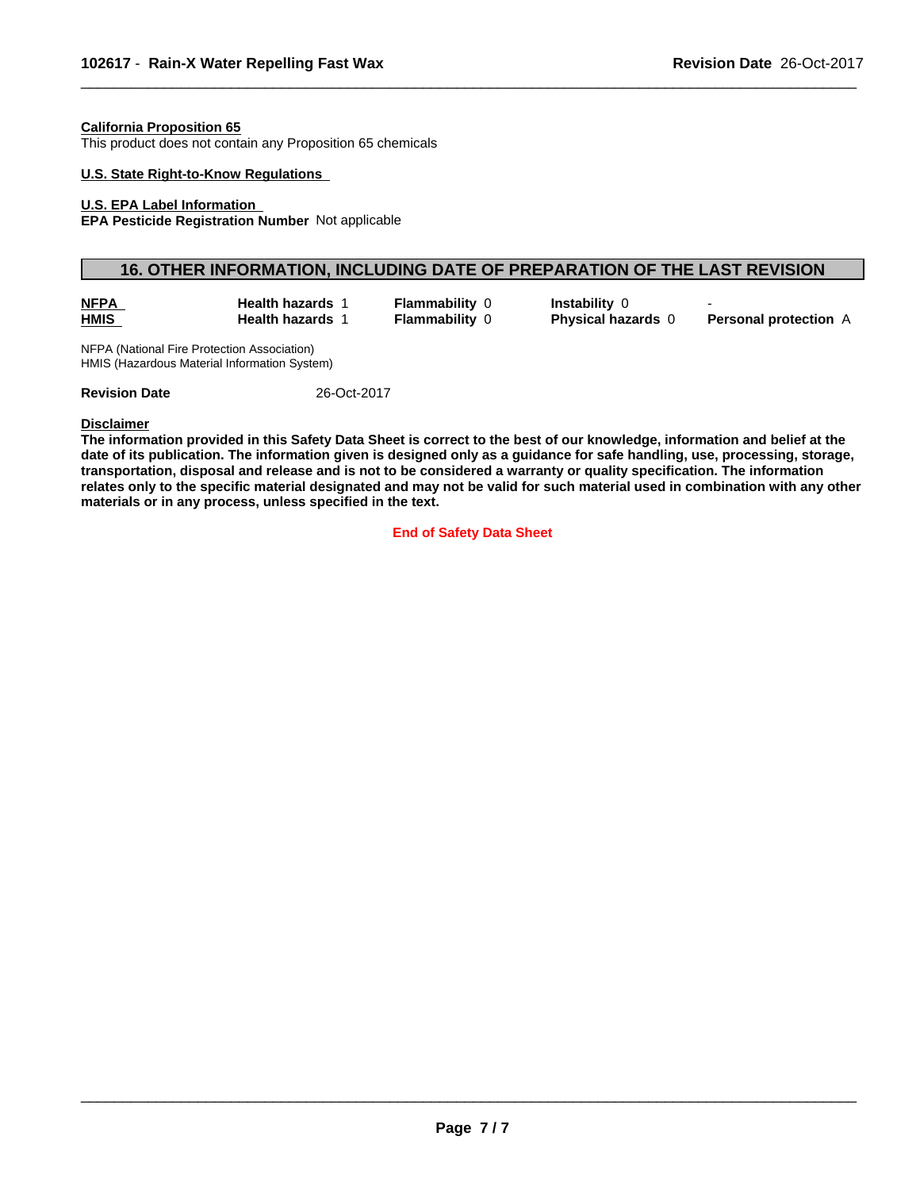**California Proposition 65**

This product does not contain any Proposition 65 chemicals

**U.S. State Right-to-Know Regulations**

**U.S. EPA Label Information**

**EPA Pesticide Registration Number** Not applicable

## 16. OTHER INFORMATION, INCLUDING DATE OF PREPARATION OF THE LAST REVISION

| | | | | |
|---|---|---|---|---|
| **NFPA** | **Health hazards** 1 | **Flammability** 0 | **Instability** 0 | - |
| **HMIS** | **Health hazards** 1 | **Flammability** 0 | **Physical hazards** 0 | **Personal protection** A |

NFPA (National Fire Protection Association)
HMIS (Hazardous Material Information System)

**Revision Date** 26-Oct-2017

**Disclaimer**

**The information provided in this Safety Data Sheet is correct to the best of our knowledge, information and belief at the date of its publication. The information given is designed only as a guidance for safe handling, use, processing, storage, transportation, disposal and release and is not to be considered a warranty or quality specification. The information relates only to the specific material designated and may not be valid for such material used in combination with any other materials or in any process, unless specified in the text.**

**End of Safety Data Sheet**